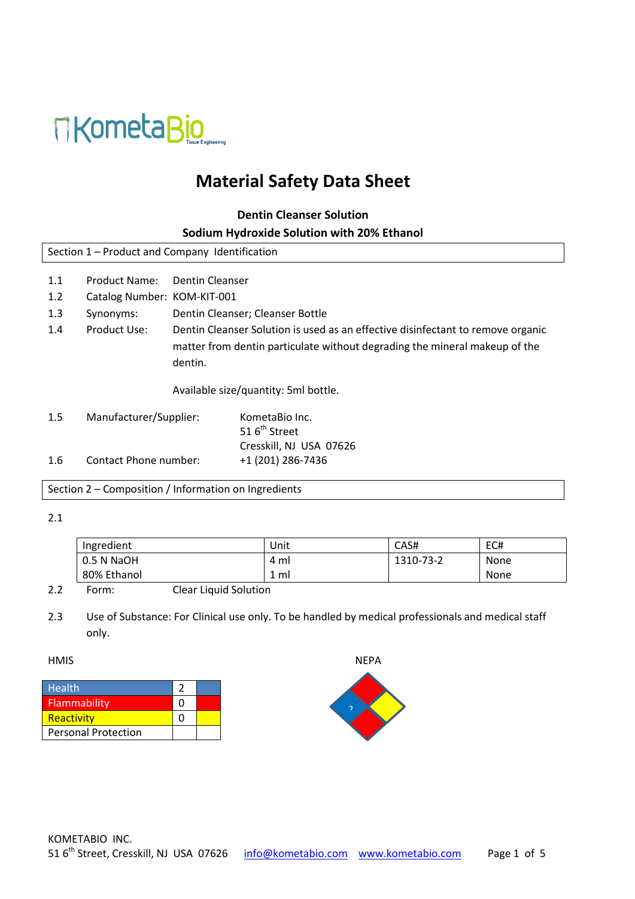KometaBio Tissue Engineering

# Material Safety Data Sheet

**Dentin Cleanser Solution**

**Sodium Hydroxide Solution with 20% Ethanol**

## Section 1 – Product and Company Identification

1.1 Product Name: Dentin Cleanser

1.2 Catalog Number: KOM-KIT-001

1.3 Synonyms: Dentin Cleanser; Cleanser Bottle

1.4 Product Use: Dentin Cleanser Solution is used as an effective disinfectant to remove organic matter from dentin particulate without degrading the mineral makeup of the dentin.

Available size/quantity: 5ml bottle.

1.5 Manufacturer/Supplier: KometaBio Inc.
51 6th Street
Cresskill, NJ USA 07626

1.6 Contact Phone number: +1 (201) 286-7436

## Section 2 – Composition / Information on Ingredients

2.1

| Ingredient | Unit | CAS# | EC# |
|---|---|---|---|
| 0.5 N NaOH | 4 ml | 1310-73-2 | None |
| 80% Ethanol | 1 ml | | None |

2.2 Form: Clear Liquid Solution

2.3 Use of Substance: For Clinical use only. To be handled by medical professionals and medical staff only.

HMIS

| | | |
|---|---|---|
| Health | 2 | |
| Flammability | 0 | |
| Reactivity | 0 | |
| Personal Protection | | |

NEPA

2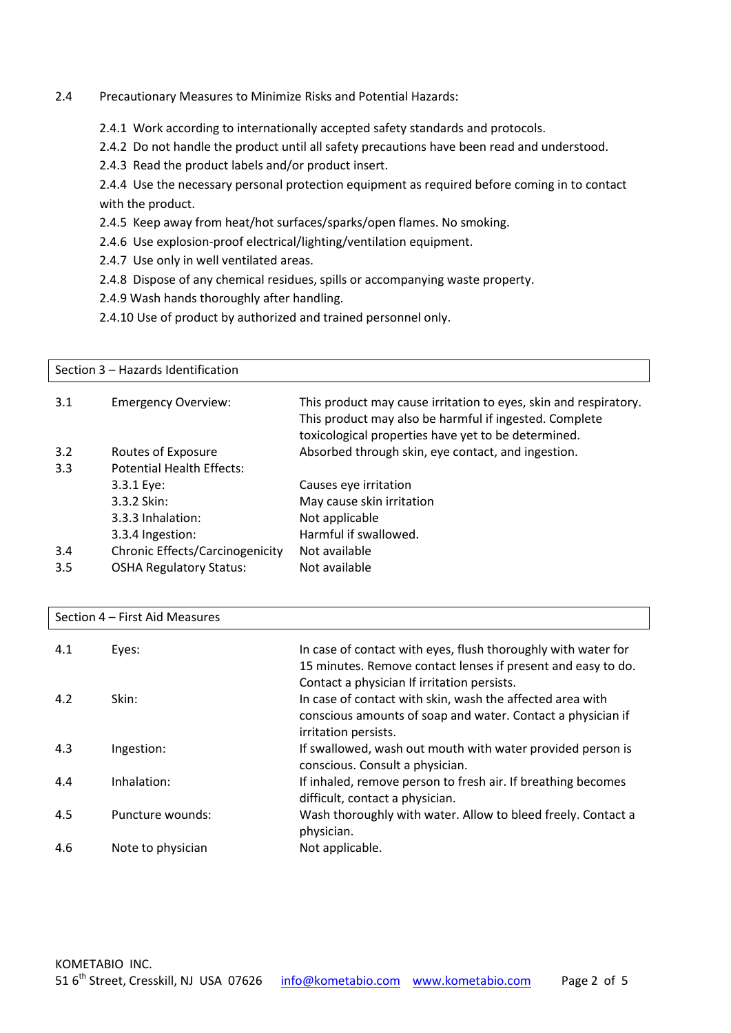2.4 Precautionary Measures to Minimize Risks and Potential Hazards:

2.4.1 Work according to internationally accepted safety standards and protocols.
2.4.2 Do not handle the product until all safety precautions have been read and understood.
2.4.3 Read the product labels and/or product insert.
2.4.4 Use the necessary personal protection equipment as required before coming in to contact with the product.
2.4.5 Keep away from heat/hot surfaces/sparks/open flames. No smoking.
2.4.6 Use explosion-proof electrical/lighting/ventilation equipment.
2.4.7 Use only in well ventilated areas.
2.4.8 Dispose of any chemical residues, spills or accompanying waste property.
2.4.9 Wash hands thoroughly after handling.
2.4.10 Use of product by authorized and trained personnel only.

## Section 3 – Hazards Identification

| | | |
|---|---|---|
| 3.1 | Emergency Overview: | This product may cause irritation to eyes, skin and respiratory. This product may also be harmful if ingested. Complete toxicological properties have yet to be determined. |
| 3.2 | Routes of Exposure | Absorbed through skin, eye contact, and ingestion. |
| 3.3 | Potential Health Effects: | |
| | 3.3.1 Eye: | Causes eye irritation |
| | 3.3.2 Skin: | May cause skin irritation |
| | 3.3.3 Inhalation: | Not applicable |
| | 3.3.4 Ingestion: | Harmful if swallowed. |
| 3.4 | Chronic Effects/Carcinogenicity | Not available |
| 3.5 | OSHA Regulatory Status: | Not available |

## Section 4 – First Aid Measures

| | | |
|---|---|---|
| 4.1 | Eyes: | In case of contact with eyes, flush thoroughly with water for 15 minutes. Remove contact lenses if present and easy to do. Contact a physician If irritation persists. |
| 4.2 | Skin: | In case of contact with skin, wash the affected area with conscious amounts of soap and water. Contact a physician if irritation persists. |
| 4.3 | Ingestion: | If swallowed, wash out mouth with water provided person is conscious. Consult a physician. |
| 4.4 | Inhalation: | If inhaled, remove person to fresh air. If breathing becomes difficult, contact a physician. |
| 4.5 | Puncture wounds: | Wash thoroughly with water. Allow to bleed freely. Contact a physician. |
| 4.6 | Note to physician | Not applicable. |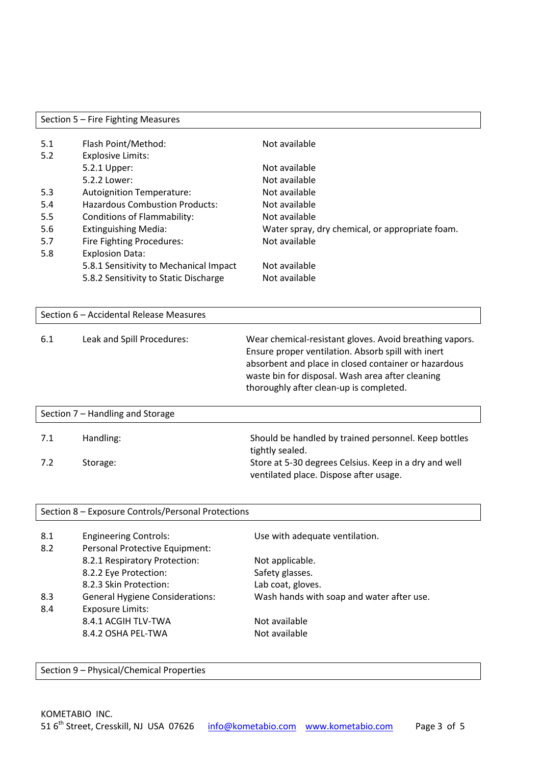## Section 5 – Fire Fighting Measures

| | | |
|---|---|---|
| 5.1 | Flash Point/Method: | Not available |
| 5.2 | Explosive Limits: | |
| | 5.2.1 Upper: | Not available |
| | 5.2.2 Lower: | Not available |
| 5.3 | Autoignition Temperature: | Not available |
| 5.4 | Hazardous Combustion Products: | Not available |
| 5.5 | Conditions of Flammability: | Not available |
| 5.6 | Extinguishing Media: | Water spray, dry chemical, or appropriate foam. |
| 5.7 | Fire Fighting Procedures: | Not available |
| 5.8 | Explosion Data: | |
| | 5.8.1 Sensitivity to Mechanical Impact | Not available |
| | 5.8.2 Sensitivity to Static Discharge | Not available |

## Section 6 – Accidental Release Measures

| | | |
|---|---|---|
| 6.1 | Leak and Spill Procedures: | Wear chemical-resistant gloves. Avoid breathing vapors. Ensure proper ventilation. Absorb spill with inert absorbent and place in closed container or hazardous waste bin for disposal. Wash area after cleaning thoroughly after clean-up is completed. |

## Section 7 – Handling and Storage

| | | |
|---|---|---|
| 7.1 | Handling: | Should be handled by trained personnel. Keep bottles tightly sealed. |
| 7.2 | Storage: | Store at 5-30 degrees Celsius. Keep in a dry and well ventilated place. Dispose after usage. |

## Section 8 – Exposure Controls/Personal Protections

| | | |
|---|---|---|
| 8.1 | Engineering Controls: | Use with adequate ventilation. |
| 8.2 | Personal Protective Equipment: | |
| | 8.2.1 Respiratory Protection: | Not applicable. |
| | 8.2.2 Eye Protection: | Safety glasses. |
| | 8.2.3 Skin Protection: | Lab coat, gloves. |
| 8.3 | General Hygiene Considerations: | Wash hands with soap and water after use. |
| 8.4 | Exposure Limits: | |
| | 8.4.1 ACGIH TLV-TWA | Not available |
| | 8.4.2 OSHA PEL-TWA | Not available |

## Section 9 – Physical/Chemical Properties

KOMETABIO INC.
51 6th Street, Cresskill, NJ USA 07626 info@kometabio.com www.kometabio.com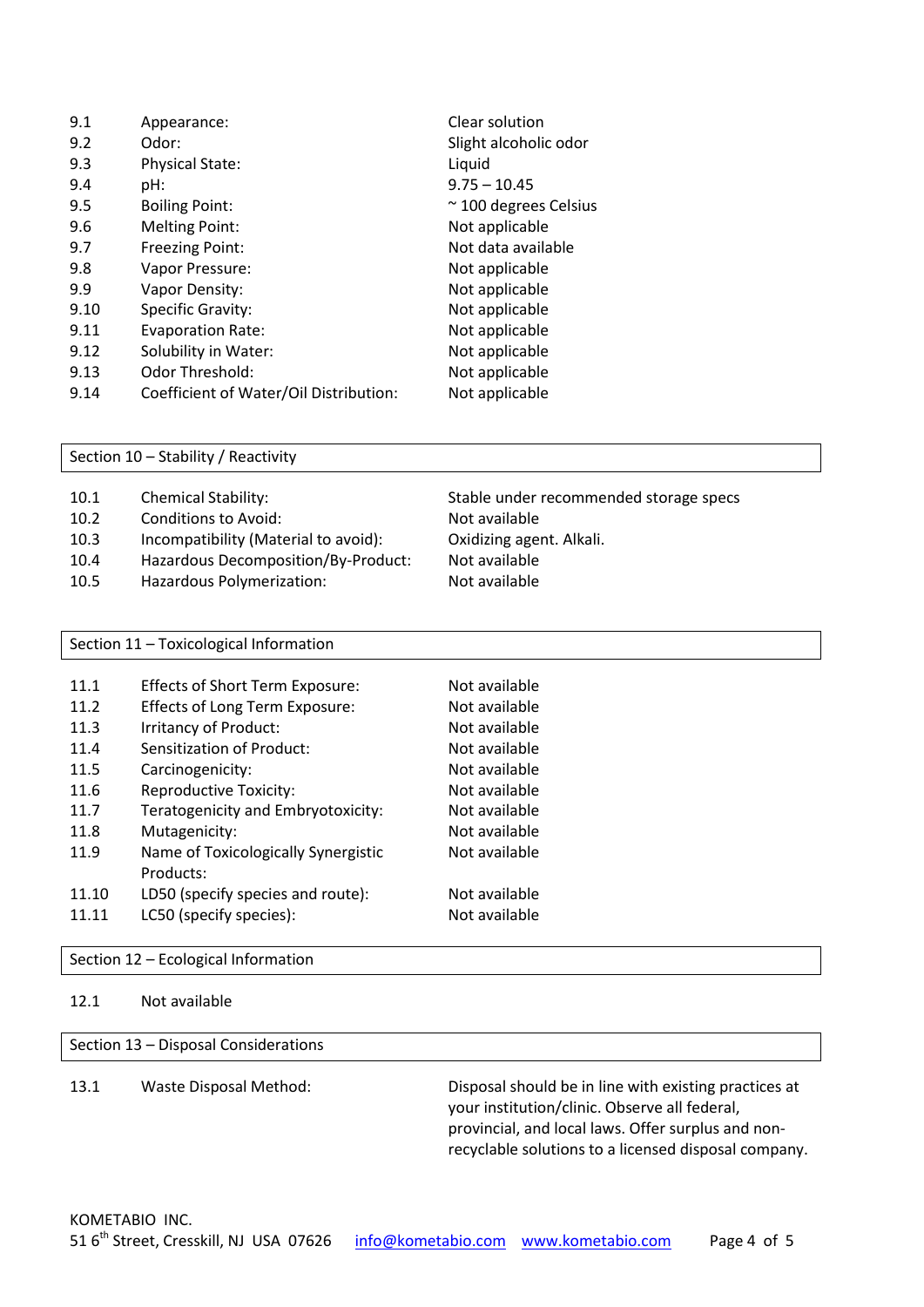| | | |
|---|---|---|
| 9.1 | Appearance: | Clear solution |
| 9.2 | Odor: | Slight alcoholic odor |
| 9.3 | Physical State: | Liquid |
| 9.4 | pH: | 9.75 – 10.45 |
| 9.5 | Boiling Point: | ~ 100 degrees Celsius |
| 9.6 | Melting Point: | Not applicable |
| 9.7 | Freezing Point: | Not data available |
| 9.8 | Vapor Pressure: | Not applicable |
| 9.9 | Vapor Density: | Not applicable |
| 9.10 | Specific Gravity: | Not applicable |
| 9.11 | Evaporation Rate: | Not applicable |
| 9.12 | Solubility in Water: | Not applicable |
| 9.13 | Odor Threshold: | Not applicable |
| 9.14 | Coefficient of Water/Oil Distribution: | Not applicable |

## Section 10 – Stability / Reactivity

| | | |
|---|---|---|
| 10.1 | Chemical Stability: | Stable under recommended storage specs |
| 10.2 | Conditions to Avoid: | Not available |
| 10.3 | Incompatibility (Material to avoid): | Oxidizing agent. Alkali. |
| 10.4 | Hazardous Decomposition/By-Product: | Not available |
| 10.5 | Hazardous Polymerization: | Not available |

## Section 11 – Toxicological Information

| | | |
|---|---|---|
| 11.1 | Effects of Short Term Exposure: | Not available |
| 11.2 | Effects of Long Term Exposure: | Not available |
| 11.3 | Irritancy of Product: | Not available |
| 11.4 | Sensitization of Product: | Not available |
| 11.5 | Carcinogenicity: | Not available |
| 11.6 | Reproductive Toxicity: | Not available |
| 11.7 | Teratogenicity and Embryotoxicity: | Not available |
| 11.8 | Mutagenicity: | Not available |
| 11.9 | Name of Toxicologically Synergistic Products: | Not available |
| 11.10 | LD50 (specify species and route): | Not available |
| 11.11 | LC50 (specify species): | Not available |

## Section 12 – Ecological Information

12.1 Not available

## Section 13 – Disposal Considerations

| | | |
|---|---|---|
| 13.1 | Waste Disposal Method: | Disposal should be in line with existing practices at your institution/clinic. Observe all federal, provincial, and local laws. Offer surplus and non-recyclable solutions to a licensed disposal company. |

KOMETABIO INC.
51 6th Street, Cresskill, NJ USA 07626 info@kometabio.com www.kometabio.com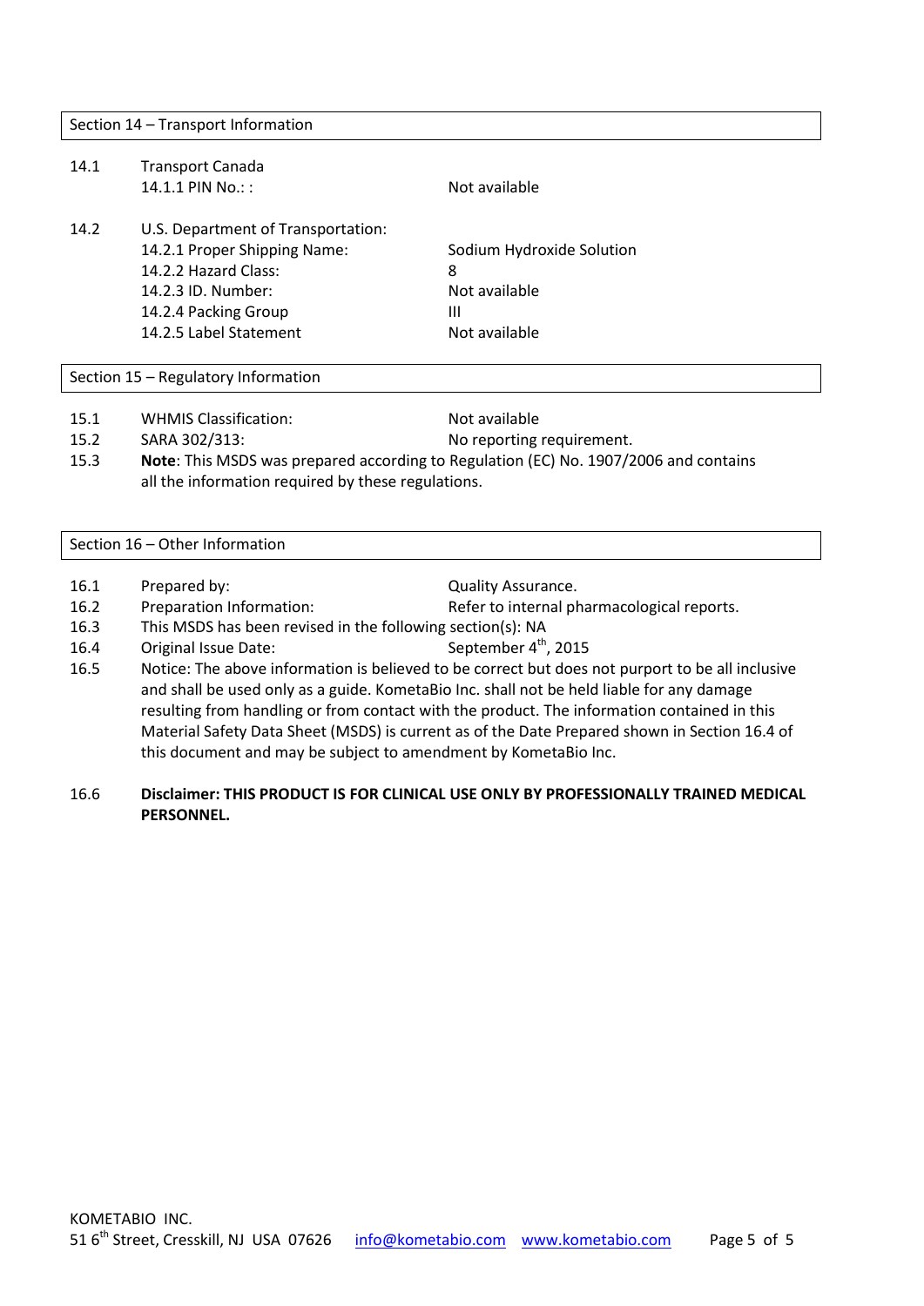## Section 14 – Transport Information

| | | |
|---|---|---|
| 14.1 | Transport Canada | |
| | 14.1.1 PIN No.: : | Not available |
| 14.2 | U.S. Department of Transportation: | |
| | 14.2.1 Proper Shipping Name: | Sodium Hydroxide Solution |
| | 14.2.2 Hazard Class: | 8 |
| | 14.2.3 ID. Number: | Not available |
| | 14.2.4 Packing Group | III |
| | 14.2.5 Label Statement | Not available |

## Section 15 – Regulatory Information

| | | |
|---|---|---|
| 15.1 | WHMIS Classification: | Not available |
| 15.2 | SARA 302/313: | No reporting requirement. |

15.3 **Note**: This MSDS was prepared according to Regulation (EC) No. 1907/2006 and contains all the information required by these regulations.

## Section 16 – Other Information

| | | |
|---|---|---|
| 16.1 | Prepared by: | Quality Assurance. |
| 16.2 | Preparation Information: | Refer to internal pharmacological reports. |

16.3 This MSDS has been revised in the following section(s): NA

16.4 Original Issue Date: September 4th, 2015

16.5 Notice: The above information is believed to be correct but does not purport to be all inclusive and shall be used only as a guide. KometaBio Inc. shall not be held liable for any damage resulting from handling or from contact with the product. The information contained in this Material Safety Data Sheet (MSDS) is current as of the Date Prepared shown in Section 16.4 of this document and may be subject to amendment by KometaBio Inc.

16.6 **Disclaimer: THIS PRODUCT IS FOR CLINICAL USE ONLY BY PROFESSIONALLY TRAINED MEDICAL PERSONNEL.**

KOMETABIO INC.
51 6th Street, Cresskill, NJ USA 07626 info@kometabio.com www.kometabio.com